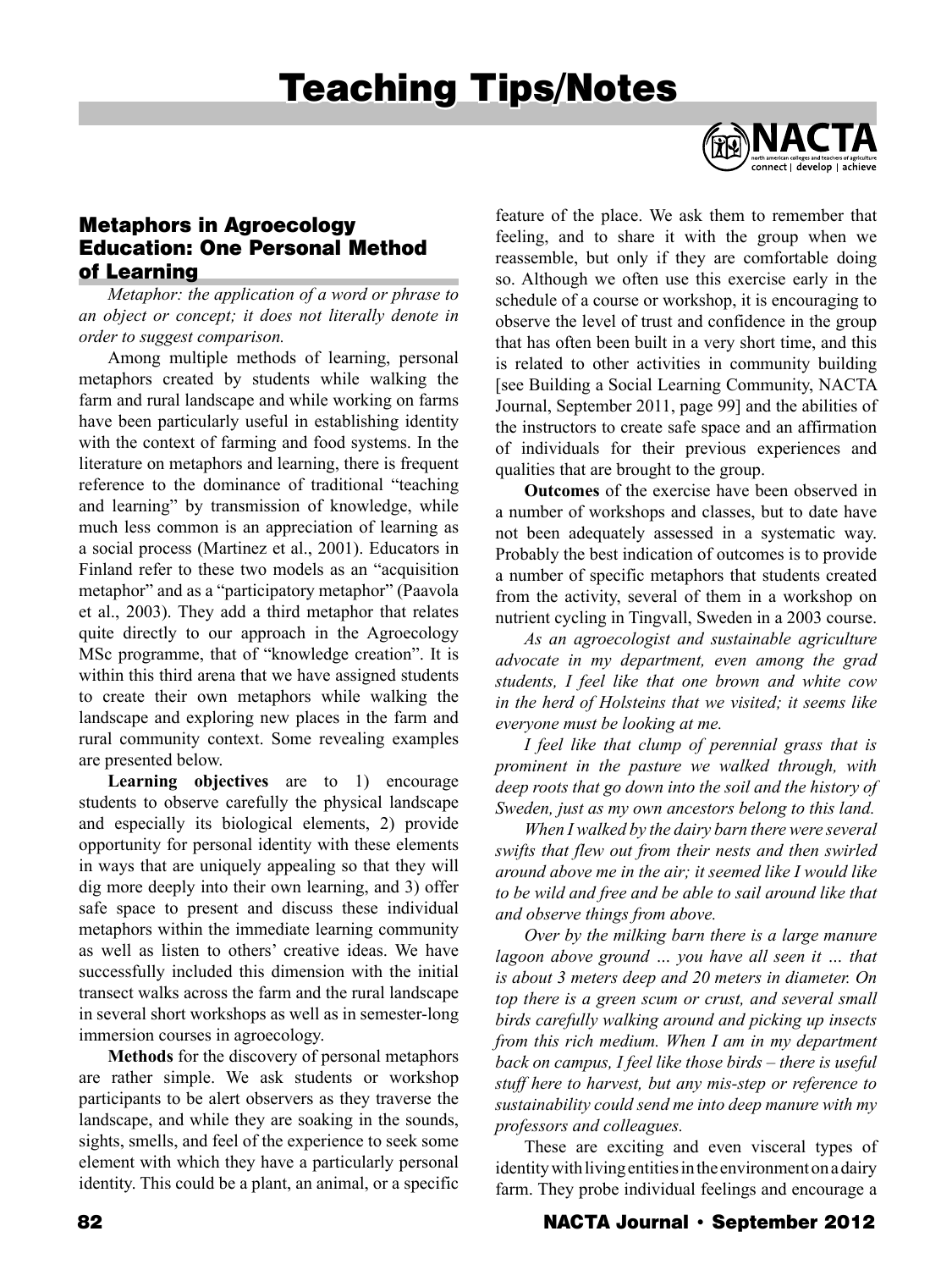# Teaching Tips/Notes

## Metaphors in Agroecology Education: One Personal Method of Learning

*Metaphor: the application of a word or phrase to an object or concept; it does not literally denote in order to suggest comparison.*

Among multiple methods of learning, personal metaphors created by students while walking the farm and rural landscape and while working on farms have been particularly useful in establishing identity with the context of farming and food systems. In the literature on metaphors and learning, there is frequent reference to the dominance of traditional "teaching and learning" by transmission of knowledge, while much less common is an appreciation of learning as a social process (Martinez et al., 2001). Educators in Finland refer to these two models as an "acquisition metaphor" and as a "participatory metaphor" (Paavola et al., 2003). They add a third metaphor that relates quite directly to our approach in the Agroecology MSc programme, that of "knowledge creation". It is within this third arena that we have assigned students to create their own metaphors while walking the landscape and exploring new places in the farm and rural community context. Some revealing examples are presented below.

**Learning objectives** are to 1) encourage students to observe carefully the physical landscape and especially its biological elements, 2) provide opportunity for personal identity with these elements in ways that are uniquely appealing so that they will dig more deeply into their own learning, and 3) offer safe space to present and discuss these individual metaphors within the immediate learning community as well as listen to others' creative ideas. We have successfully included this dimension with the initial transect walks across the farm and the rural landscape in several short workshops as well as in semester-long immersion courses in agroecology.

**Methods** for the discovery of personal metaphors are rather simple. We ask students or workshop participants to be alert observers as they traverse the landscape, and while they are soaking in the sounds, sights, smells, and feel of the experience to seek some element with which they have a particularly personal identity. This could be a plant, an animal, or a specific feature of the place. We ask them to remember that feeling, and to share it with the group when we reassemble, but only if they are comfortable doing so. Although we often use this exercise early in the schedule of a course or workshop, it is encouraging to observe the level of trust and confidence in the group that has often been built in a very short time, and this is related to other activities in community building [see Building a Social Learning Community, NACTA Journal, September 2011, page 99] and the abilities of the instructors to create safe space and an affirmation of individuals for their previous experiences and qualities that are brought to the group.

**Outcomes** of the exercise have been observed in a number of workshops and classes, but to date have not been adequately assessed in a systematic way. Probably the best indication of outcomes is to provide a number of specific metaphors that students created from the activity, several of them in a workshop on nutrient cycling in Tingvall, Sweden in a 2003 course.

*As an agroecologist and sustainable agriculture advocate in my department, even among the grad students, I feel like that one brown and white cow in the herd of Holsteins that we visited; it seems like everyone must be looking at me.*

*I feel like that clump of perennial grass that is prominent in the pasture we walked through, with deep roots that go down into the soil and the history of Sweden, just as my own ancestors belong to this land.*

*When I walked by the dairy barn there were several swifts that flew out from their nests and then swirled around above me in the air; it seemed like I would like to be wild and free and be able to sail around like that and observe things from above.*

*Over by the milking barn there is a large manure lagoon above ground … you have all seen it … that is about 3 meters deep and 20 meters in diameter. On top there is a green scum or crust, and several small birds carefully walking around and picking up insects from this rich medium. When I am in my department back on campus, I feel like those birds – there is useful stuff here to harvest, but any mis-step or reference to sustainability could send me into deep manure with my professors and colleagues.*

These are exciting and even visceral types of identity with living entities in the environment on a dairy farm. They probe individual feelings and encourage a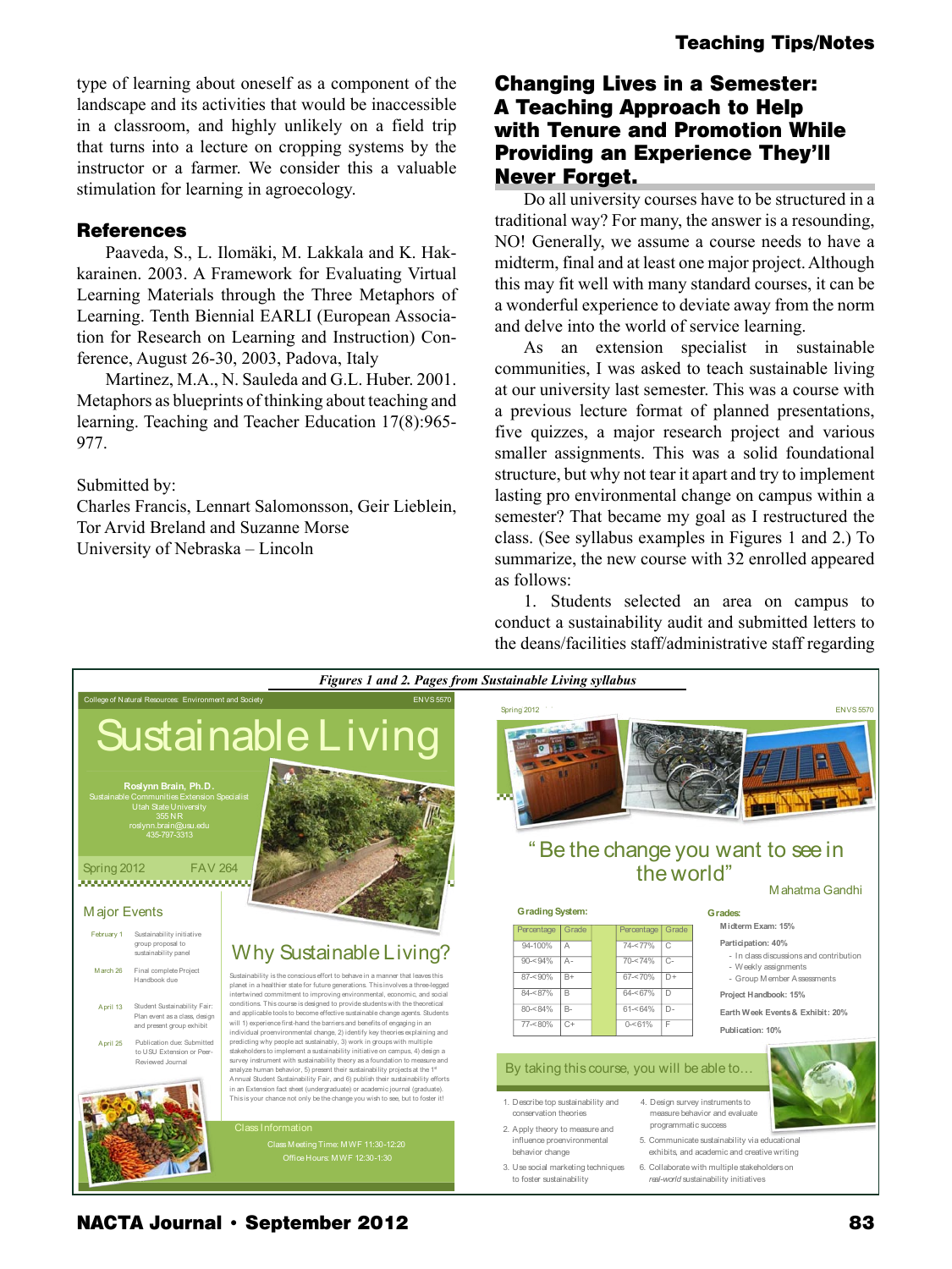type of learning about oneself as a component of the landscape and its activities that would be inaccessible in a classroom, and highly unlikely on a field trip that turns into a lecture on cropping systems by the instructor or a farmer. We consider this a valuable stimulation for learning in agroecology.

## References

Paaveda, S., L. Ilomäki, M. Lakkala and K. Hakkarainen. 2003. A Framework for Evaluating Virtual Learning Materials through the Three Metaphors of Learning. Tenth Biennial EARLI (European Association for Research on Learning and Instruction) Conference, August 26-30, 2003, Padova, Italy

Martinez, M.A., N. Sauleda and G.L. Huber. 2001. Metaphors as blueprints of thinking about teaching and learning. Teaching and Teacher Education 17(8):965-977.

Submitted by:
Charles Francis, Lennart Salomonsson, Geir Lieblein, Tor Arvid Breland and Suzanne Morse
University of Nebraska – Lincoln

## Changing Lives in a Semester: A Teaching Approach to Help with Tenure and Promotion While Providing an Experience They'll Never Forget.

Do all university courses have to be structured in a traditional way? For many, the answer is a resounding, NO! Generally, we assume a course needs to have a midterm, final and at least one major project. Although this may fit well with many standard courses, it can be a wonderful experience to deviate away from the norm and delve into the world of service learning.

As an extension specialist in sustainable communities, I was asked to teach sustainable living at our university last semester. This was a course with a previous lecture format of planned presentations, five quizzes, a major research project and various smaller assignments. This was a solid foundational structure, but why not tear it apart and try to implement lasting pro environmental change on campus within a semester? That became my goal as I restructured the class. (See syllabus examples in Figures 1 and 2.) To summarize, the new course with 32 enrolled appeared as follows:

1. Students selected an area on campus to conduct a sustainability audit and submitted letters to the deans/facilities staff/administrative staff regarding

*Figures 1 and 2. Pages from Sustainable Living syllabus*

College of Natural Resources: Environment and Society — ENVS 5570

# Sustainable Living

**Roslynn Brain, Ph.D.**
Sustainable Communities Extension Specialist
Utah State University
355 NR
roslynn.brain@usu.edu
435-797-3313

Spring 2012 — FAV 264

### Major Events

- February 1 — Sustainability initiative group proposal to sustainability panel
- March 26 — Final complete Project Handbook due
- April 13 — Student Sustainability Fair: Plan event as a class, design and present group exhibit
- April 25 — Publication due: Submitted to USU Extension or Peer-Reviewed Journal

### Why Sustainable Living?

Sustainability is the conscious effort to behave in a manner that leaves this planet in a healthier state for future generations. This involves a three-legged intertwined commitment to improving environmental, economic, and social conditions. This course is designed to provide students with the theoretical and applicable tools to become effective sustainable change agents. Students will 1) experience first-hand the barriers and benefits of engaging in an individual proenvironmental change, 2) identify key theories explaining and predicting why people act sustainably, 3) work in groups with multiple stakeholders to implement a sustainability initiative on campus, 4) design a survey instrument with sustainability theory as a foundation to measure and analyze human behavior, 5) present their sustainability projects at the 1st Annual Student Sustainability Fair, and 6) publish their sustainability efforts in an Extension fact sheet (undergraduate) or academic journal (graduate). This is your chance not only be the change you wish to see, but to foster it!

Class Information
Class Meeting Time: MWF 11:30-12:20
Office Hours: MWF 12:30-1:30

Spring 2012 — ENVS 5570

"Be the change you want to see in the world"
Mahatma Gandhi

**Grading System:**

| Percentage | Grade | Percentage | Grade |
|---|---|---|---|
| 94-100% | A | 74-<77% | C |
| 90-<94% | A- | 70-<74% | C- |
| 87-<90% | B+ | 67-<70% | D+ |
| 84-<87% | B | 64-<67% | D |
| 80-<84% | B- | 61-<64% | D- |
| 77-<80% | C+ | 0-<61% | F |

**Grades:**

**Midterm Exam: 15%**

**Participation: 40%**
- In class discussions and contribution
- Weekly assignments
- Group Member Assessments

**Project Handbook: 15%**

**Earth Week Events & Exhibit: 20%**

**Publication: 10%**

By taking this course, you will be able to…

1. Describe top sustainability and conservation theories
2. Apply theory to measure and influence proenvironmental behavior change
3. Use social marketing techniques to foster sustainability
4. Design survey instruments to measure behavior and evaluate programmatic success
5. Communicate sustainability via educational exhibits, and academic and creative writing
6. Collaborate with multiple stakeholders on *real-world* sustainability initiatives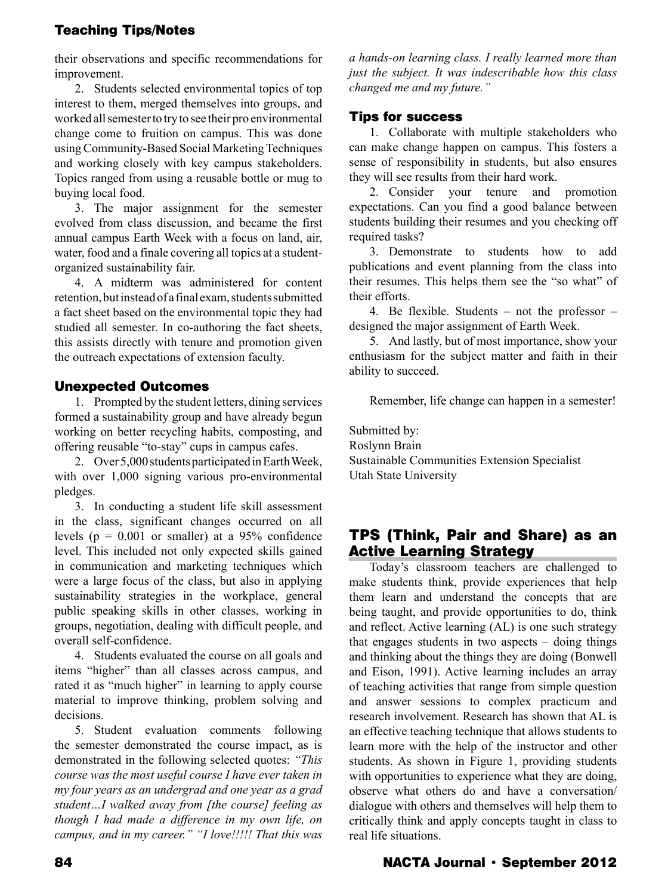their observations and specific recommendations for improvement.

2. Students selected environmental topics of top interest to them, merged themselves into groups, and worked all semester to try to see their pro environmental change come to fruition on campus. This was done using Community-Based Social Marketing Techniques and working closely with key campus stakeholders. Topics ranged from using a reusable bottle or mug to buying local food.

3. The major assignment for the semester evolved from class discussion, and became the first annual campus Earth Week with a focus on land, air, water, food and a finale covering all topics at a student-organized sustainability fair.

4. A midterm was administered for content retention, but instead of a final exam, students submitted a fact sheet based on the environmental topic they had studied all semester. In co-authoring the fact sheets, this assists directly with tenure and promotion given the outreach expectations of extension faculty.

### Unexpected Outcomes

1. Prompted by the student letters, dining services formed a sustainability group and have already begun working on better recycling habits, composting, and offering reusable "to-stay" cups in campus cafes.

2. Over 5,000 students participated in Earth Week, with over 1,000 signing various pro-environmental pledges.

3. In conducting a student life skill assessment in the class, significant changes occurred on all levels ($p = 0.001$ or smaller) at a 95% confidence level. This included not only expected skills gained in communication and marketing techniques which were a large focus of the class, but also in applying sustainability strategies in the workplace, general public speaking skills in other classes, working in groups, negotiation, dealing with difficult people, and overall self-confidence.

4. Students evaluated the course on all goals and items "higher" than all classes across campus, and rated it as "much higher" in learning to apply course material to improve thinking, problem solving and decisions.

5. Student evaluation comments following the semester demonstrated the course impact, as is demonstrated in the following selected quotes: *"This course was the most useful course I have ever taken in my four years as an undergrad and one year as a grad student…I walked away from [the course] feeling as though I had made a difference in my own life, on campus, and in my career." "I love!!!!! That this was a hands-on learning class. I really learned more than just the subject. It was indescribable how this class changed me and my future."*

### Tips for success

1. Collaborate with multiple stakeholders who can make change happen on campus. This fosters a sense of responsibility in students, but also ensures they will see results from their hard work.

2. Consider your tenure and promotion expectations. Can you find a good balance between students building their resumes and you checking off required tasks?

3. Demonstrate to students how to add publications and event planning from the class into their resumes. This helps them see the "so what" of their efforts.

4. Be flexible. Students – not the professor – designed the major assignment of Earth Week.

5. And lastly, but of most importance, show your enthusiasm for the subject matter and faith in their ability to succeed.

Remember, life change can happen in a semester!

Submitted by:
Roslynn Brain
Sustainable Communities Extension Specialist
Utah State University

## TPS (Think, Pair and Share) as an Active Learning Strategy

Today's classroom teachers are challenged to make students think, provide experiences that help them learn and understand the concepts that are being taught, and provide opportunities to do, think and reflect. Active learning (AL) is one such strategy that engages students in two aspects – doing things and thinking about the things they are doing (Bonwell and Eison, 1991). Active learning includes an array of teaching activities that range from simple question and answer sessions to complex practicum and research involvement. Research has shown that AL is an effective teaching technique that allows students to learn more with the help of the instructor and other students. As shown in Figure 1, providing students with opportunities to experience what they are doing, observe what others do and have a conversation/ dialogue with others and themselves will help them to critically think and apply concepts taught in class to real life situations.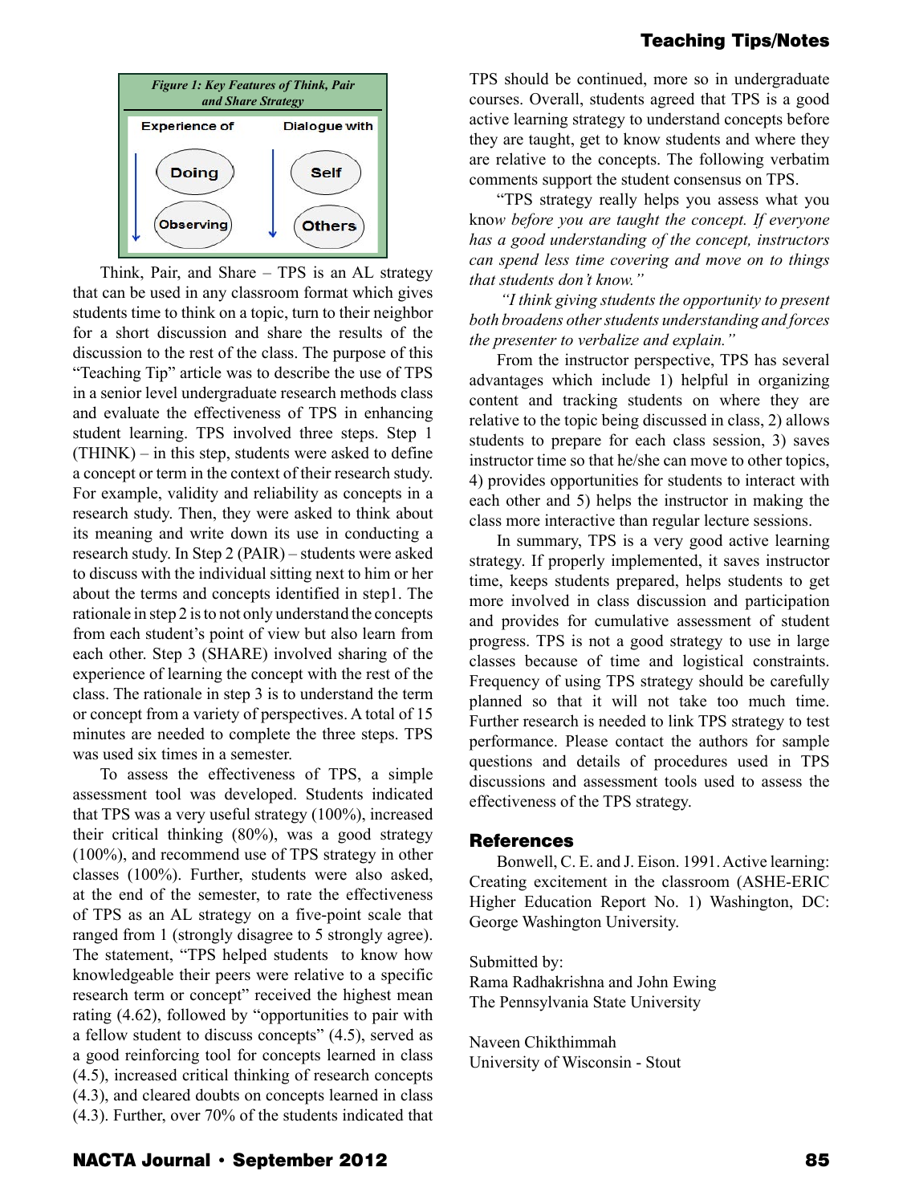*Figure 1: Key Features of Think, Pair and Share Strategy*

Experience of
Doing
Observing

Dialogue with
Self
Others

Think, Pair, and Share – TPS is an AL strategy that can be used in any classroom format which gives students time to think on a topic, turn to their neighbor for a short discussion and share the results of the discussion to the rest of the class. The purpose of this "Teaching Tip" article was to describe the use of TPS in a senior level undergraduate research methods class and evaluate the effectiveness of TPS in enhancing student learning. TPS involved three steps. Step 1 (THINK) – in this step, students were asked to define a concept or term in the context of their research study. For example, validity and reliability as concepts in a research study. Then, they were asked to think about its meaning and write down its use in conducting a research study. In Step 2 (PAIR) – students were asked to discuss with the individual sitting next to him or her about the terms and concepts identified in step1. The rationale in step 2 is to not only understand the concepts from each student's point of view but also learn from each other. Step 3 (SHARE) involved sharing of the experience of learning the concept with the rest of the class. The rationale in step 3 is to understand the term or concept from a variety of perspectives. A total of 15 minutes are needed to complete the three steps. TPS was used six times in a semester.

To assess the effectiveness of TPS, a simple assessment tool was developed. Students indicated that TPS was a very useful strategy (100%), increased their critical thinking (80%), was a good strategy (100%), and recommend use of TPS strategy in other classes (100%). Further, students were also asked, at the end of the semester, to rate the effectiveness of TPS as an AL strategy on a five-point scale that ranged from 1 (strongly disagree to 5 strongly agree). The statement, "TPS helped students to know how knowledgeable their peers were relative to a specific research term or concept" received the highest mean rating (4.62), followed by "opportunities to pair with a fellow student to discuss concepts" (4.5), served as a good reinforcing tool for concepts learned in class (4.5), increased critical thinking of research concepts (4.3), and cleared doubts on concepts learned in class (4.3). Further, over 70% of the students indicated that TPS should be continued, more so in undergraduate courses. Overall, students agreed that TPS is a good active learning strategy to understand concepts before they are taught, get to know students and where they are relative to the concepts. The following verbatim comments support the student consensus on TPS.

"TPS strategy really helps you assess what you know *before you are taught the concept. If everyone has a good understanding of the concept, instructors can spend less time covering and move on to things that students don't know."*

*"I think giving students the opportunity to present both broadens other students understanding and forces the presenter to verbalize and explain."*

From the instructor perspective, TPS has several advantages which include 1) helpful in organizing content and tracking students on where they are relative to the topic being discussed in class, 2) allows students to prepare for each class session, 3) saves instructor time so that he/she can move to other topics, 4) provides opportunities for students to interact with each other and 5) helps the instructor in making the class more interactive than regular lecture sessions.

In summary, TPS is a very good active learning strategy. If properly implemented, it saves instructor time, keeps students prepared, helps students to get more involved in class discussion and participation and provides for cumulative assessment of student progress. TPS is not a good strategy to use in large classes because of time and logistical constraints. Frequency of using TPS strategy should be carefully planned so that it will not take too much time. Further research is needed to link TPS strategy to test performance. Please contact the authors for sample questions and details of procedures used in TPS discussions and assessment tools used to assess the effectiveness of the TPS strategy.

## References

Bonwell, C. E. and J. Eison. 1991. Active learning: Creating excitement in the classroom (ASHE-ERIC Higher Education Report No. 1) Washington, DC: George Washington University.

Submitted by:
Rama Radhakrishna and John Ewing
The Pennsylvania State University

Naveen Chikthimmah
University of Wisconsin - Stout